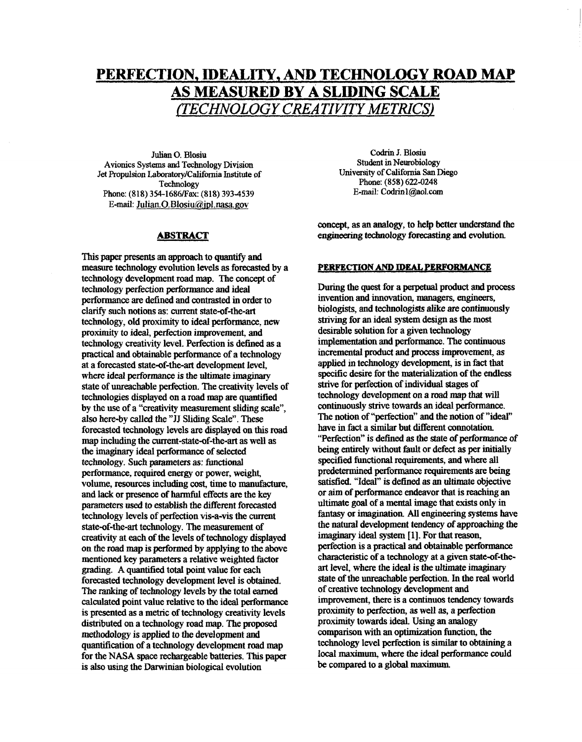# PERFECTION, IDEALITY, AND TECHNOLOGY ROAD MAP AS MEASURED BY A SLIDING SCALE

## *(TECHNOLOGY CREATIVITY METRICS)*

Julian O. Blosiu
Avionics Systems and Technology Division
Jet Propulsion Laboratory/California Institute of Technology
Phone: (818) 354-1686/Fax: (818) 393-4539
E-mail: Julian.O.Blosiu@jpl.nasa.gov

Codrin J. Blosiu
Student in Neurobiology
University of California San Diego
Phone: (858) 622-0248
E-mail: Codrin1@aol.com

### ABSTRACT

This paper presents an approach to quantify and measure technology evolution levels as forecasted by a technology development road map. The concept of technology perfection performance and ideal performance are defined and contrasted in order to clarify such notions as: current state-of-the-art technology, old proximity to ideal performance, new proximity to ideal, perfection improvement, and technology creativity level. Perfection is defined as a practical and obtainable performance of a technology at a forecasted state-of-the-art development level, where ideal performance is the ultimate imaginary state of unreachable perfection. The creativity levels of technologies displayed on a road map are quantified by the use of a "creativity measurement sliding scale", also here-by called the "JJ Sliding Scale". These forecasted technology levels are displayed on this road map including the current-state-of-the-art as well as the imaginary ideal performance of selected technology. Such parameters as: functional performance, required energy or power, weight, volume, resources including cost, time to manufacture, and lack or presence of harmful effects are the key parameters used to establish the different forecasted technology levels of perfection vis-a-vis the current state-of-the-art technology. The measurement of creativity at each of the levels of technology displayed on the road map is performed by applying to the above mentioned key parameters a relative weighted factor grading. A quantified total point value for each forecasted technology development level is obtained. The ranking of technology levels by the total earned calculated point value relative to the ideal performance is presented as a metric of technology creativity levels distributed on a technology road map. The proposed methodology is applied to the development and quantification of a technology development road map for the NASA space rechargeable batteries. This paper is also using the Darwinian biological evolution concept, as an analogy, to help better understand the engineering technology forecasting and evolution.

### PERFECTION AND IDEAL PERFORMANCE

During the quest for a perpetual product and process invention and innovation, managers, engineers, biologists, and technologists alike are continuously striving for an ideal system design as the most desirable solution for a given technology implementation and performance. The continuous incremental product and process improvement, as applied in technology development, is in fact that specific desire for the materialization of the endless strive for perfection of individual stages of technology development on a road map that will continuously strive towards an ideal performance. The notion of "perfection" and the notion of "ideal" have in fact a similar but different connotation. "Perfection" is defined as the state of performance of being entirely without fault or defect as per initially specified functional requirements, and where all predetermined performance requirements are being satisfied. "Ideal" is defined as an ultimate objective or aim of performance endeavor that is reaching an ultimate goal of a mental image that exists only in fantasy or imagination. All engineering systems have the natural development tendency of approaching the imaginary ideal system [1]. For that reason, perfection is a practical and obtainable performance characteristic of a technology at a given state-of-the-art level, where the ideal is the ultimate imaginary state of the unreachable perfection. In the real world of creative technology development and improvement, there is a continuos tendency towards proximity to perfection, as well as, a perfection proximity towards ideal. Using an analogy comparison with an optimization function, the technology level perfection is similar to obtaining a local maximum, where the ideal performance could be compared to a global maximum.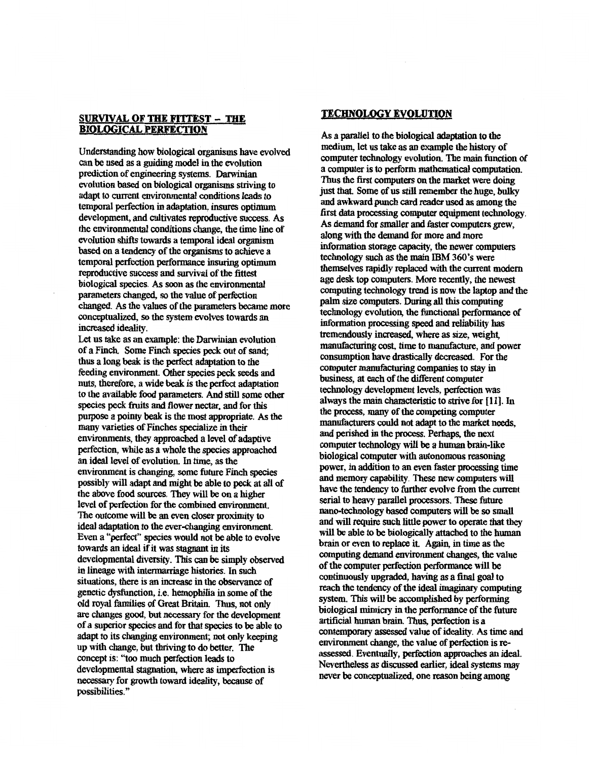## SURVIVAL OF THE FITTEST – THE BIOLOGICAL PERFECTION

Understanding how biological organisms have evolved can be used as a guiding model in the evolution prediction of engineering systems. Darwinian evolution based on biological organisms striving to adapt to current environmental conditions leads to temporal perfection in adaptation, insures optimum development, and cultivates reproductive success. As the environmental conditions change, the time line of evolution shifts towards a temporal ideal organism based on a tendency of the organisms to achieve a temporal perfection performance insuring optimum reproductive success and survival of the fittest biological species. As soon as the environmental parameters changed, so the value of perfection changed. As the values of the parameters became more conceptualized, so the system evolves towards an increased ideality.

Let us take as an example: the Darwinian evolution of a Finch. Some Finch species peck out of sand; thus a long beak is the perfect adaptation to the feeding environment. Other species peck seeds and nuts, therefore, a wide beak is the perfect adaptation to the available food parameters. And still some other species peck fruits and flower nectar, and for this purpose a pointy beak is the most appropriate. As the many varieties of Finches specialize in their environments, they approached a level of adaptive perfection, while as a whole the species approached an ideal level of evolution. In time, as the environment is changing, some future Finch species possibly will adapt and might be able to peck at all of the above food sources. They will be on a higher level of perfection for the combined environment. The outcome will be an even closer proximity to ideal adaptation to the ever-changing environment. Even a "perfect" species would not be able to evolve towards an ideal if it was stagnant in its developmental diversity. This can be simply observed in lineage with intermarriage histories. In such situations, there is an increase in the observance of genetic dysfunction, i.e. hemophilia in some of the old royal families of Great Britain. Thus, not only are changes good, but necessary for the development of a superior species and for that species to be able to adapt to its changing environment; not only keeping up with change, but thriving to do better. The concept is: "too much perfection leads to developmental stagnation, where as imperfection is necessary for growth toward ideality, because of possibilities."

## TECHNOLOGY EVOLUTION

As a parallel to the biological adaptation to the medium, let us take as an example the history of computer technology evolution. The main function of a computer is to perform mathematical computation. Thus the first computers on the market were doing just that. Some of us still remember the huge, bulky and awkward punch card reader used as among the first data processing computer equipment technology. As demand for smaller and faster computers grew, along with the demand for more and more information storage capacity, the newer computers technology such as the main IBM 360's were themselves rapidly replaced with the current modern age desk top computers. More recently, the newest computing technology trend is now the laptop and the palm size computers. During all this computing technology evolution, the functional performance of information processing speed and reliability has tremendously increased, where as size, weight, manufacturing cost, time to manufacture, and power consumption have drastically decreased. For the computer manufacturing companies to stay in business, at each of the different computer technology development levels, perfection was always the main characteristic to strive for [11]. In the process, many of the competing computer manufacturers could not adapt to the market needs, and perished in the process. Perhaps, the next computer technology will be a human brain-like biological computer with autonomous reasoning power, in addition to an even faster processing time and memory capability. These new computers will have the tendency to further evolve from the current serial to heavy parallel processors. These future nano-technology based computers will be so small and will require such little power to operate that they will be able to be biologically attached to the human brain or even to replace it. Again, in time as the computing demand environment changes, the value of the computer perfection performance will be continuously upgraded, having as a final goal to reach the tendency of the ideal imaginary computing system. This will be accomplished by performing biological mimicry in the performance of the future artificial human brain. Thus, perfection is a contemporary assessed value of ideality. As time and environment change, the value of perfection is re-assessed. Eventually, perfection approaches an ideal. Nevertheless as discussed earlier, ideal systems may never be conceptualized, one reason being among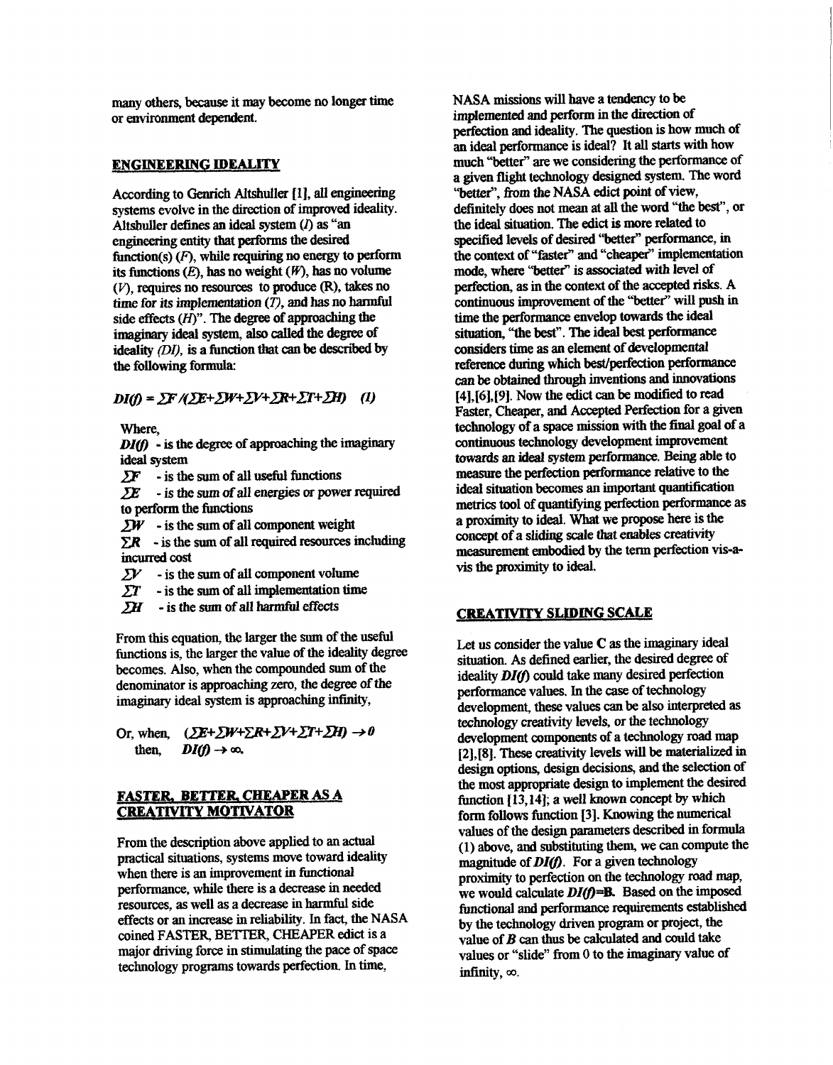many others, because it may become no longer time or environment dependent.

## ENGINEERING IDEALITY

According to Genrich Altshuller [1], all engineering systems evolve in the direction of improved ideality. Altshuller defines an ideal system ($I$) as "an engineering entity that performs the desired function(s) ($F$), while requiring no energy to perform its functions ($E$), has no weight ($W$), has no volume ($V$), requires no resources to produce (R), takes no time for its implementation ($T$), and has no harmful side effects ($H$)". The degree of approaching the imaginary ideal system, also called the degree of ideality ($DI$), is a function that can be described by the following formula:

$$DI(f) = \Sigma F / (\Sigma E + \Sigma W + \Sigma V + \Sigma R + \Sigma T + \Sigma H) \quad (1)$$

Where,

$DI(f)$ - is the degree of approaching the imaginary ideal system

$\Sigma F$ - is the sum of all useful functions

$\Sigma E$ - is the sum of all energies or power required to perform the functions

$\Sigma W$ - is the sum of all component weight

$\Sigma R$ - is the sum of all required resources including incurred cost

$\Sigma V$ - is the sum of all component volume

$\Sigma T$ - is the sum of all implementation time

$\Sigma H$ - is the sum of all harmful effects

From this equation, the larger the sum of the useful functions is, the larger the value of the ideality degree becomes. Also, when the compounded sum of the denominator is approaching zero, the degree of the imaginary ideal system is approaching infinity,

Or, when, $(\Sigma E + \Sigma W + \Sigma R + \Sigma V + \Sigma T + \Sigma H) \to 0$
then, $DI(f) \to \infty$.

## FASTER, BETTER, CHEAPER AS A CREATIVITY MOTIVATOR

From the description above applied to an actual practical situations, systems move toward ideality when there is an improvement in functional performance, while there is a decrease in needed resources, as well as a decrease in harmful side effects or an increase in reliability. In fact, the NASA coined FASTER, BETTER, CHEAPER edict is a major driving force in stimulating the pace of space technology programs towards perfection. In time, NASA missions will have a tendency to be implemented and perform in the direction of perfection and ideality. The question is how much of an ideal performance is ideal? It all starts with how much "better" are we considering the performance of a given flight technology designed system. The word "better", from the NASA edict point of view, definitely does not mean at all the word "the best", or the ideal situation. The edict is more related to specified levels of desired "better" performance, in the context of "faster" and "cheaper" implementation mode, where "better" is associated with level of perfection, as in the context of the accepted risks. A continuous improvement of the "better" will push in time the performance envelop towards the ideal situation, "the best". The ideal best performance considers time as an element of developmental reference during which best/perfection performance can be obtained through inventions and innovations [4],[6],[9]. Now the edict can be modified to read Faster, Cheaper, and Accepted Perfection for a given technology of a space mission with the final goal of a continuous technology development improvement towards an ideal system performance. Being able to measure the perfection performance relative to the ideal situation becomes an important quantification metrics tool of quantifying perfection performance as a proximity to ideal. What we propose here is the concept of a sliding scale that enables creativity measurement embodied by the term perfection vis-a-vis the proximity to ideal.

## CREATIVITY SLIDING SCALE

Let us consider the value **C** as the imaginary ideal situation. As defined earlier, the desired degree of ideality $DI(f)$ could take many desired perfection performance values. In the case of technology development, these values can be also interpreted as technology creativity levels, or the technology development components of a technology road map [2],[8]. These creativity levels will be materialized in design options, design decisions, and the selection of the most appropriate design to implement the desired function [13,14]; a well known concept by which form follows function [3]. Knowing the numerical values of the design parameters described in formula (1) above, and substituting them, we can compute the magnitude of $DI(f)$. For a given technology proximity to perfection on the technology road map, we would calculate $DI(f)$=**B**. Based on the imposed functional and performance requirements established by the technology driven program or project, the value of $B$ can thus be calculated and could take values or "slide" from 0 to the imaginary value of infinity, $\infty$.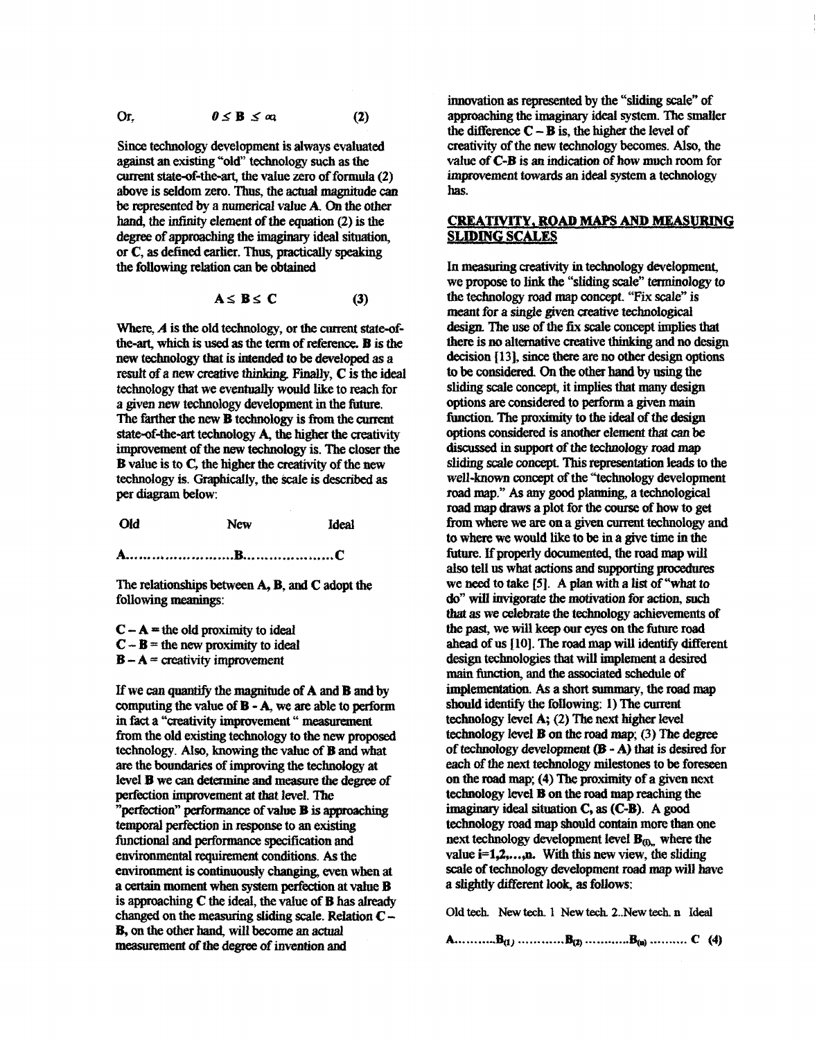Or, $$0 \leq \mathbf{B} \leq \infty \quad (2)$$

Since technology development is always evaluated against an existing "old" technology such as the current state-of-the-art, the value zero of formula (2) above is seldom zero. Thus, the actual magnitude can be represented by a numerical value A. On the other hand, the infinity element of the equation (2) is the degree of approaching the imaginary ideal situation, or C, as defined earlier. Thus, practically speaking the following relation can be obtained

$$\mathbf{A} \leq \mathbf{B} \leq \mathbf{C} \quad (3)$$

Where, $A$ is the old technology, or the current state-of-the-art, which is used as the term of reference. **B** is the new technology that is intended to be developed as a result of a new creative thinking. Finally, **C** is the ideal technology that we eventually would like to reach for a given new technology development in the future. The farther the new **B** technology is from the current state-of-the-art technology **A**, the higher the creativity improvement of the new technology is. The closer the **B** value is to **C**, the higher the creativity of the new technology is. Graphically, the scale is described as per diagram below:

**Old** **New** **Ideal**

**A.........................B....................C**

The relationships between **A, B,** and **C** adopt the following meanings:

**C** – **A** = the old proximity to ideal
**C** – **B** = the new proximity to ideal
**B** – **A** = creativity improvement

If we can quantify the magnitude of **A** and **B** and by computing the value of **B - A**, we are able to perform in fact a "creativity improvement " measurement from the old existing technology to the new proposed technology. Also, knowing the value of **B** and what are the boundaries of improving the technology at level **B** we can determine and measure the degree of perfection improvement at that level. The "perfection" performance of value **B** is approaching temporal perfection in response to an existing functional and performance specification and environmental requirement conditions. As the environment is continuously changing, even when at a certain moment when system perfection at value **B** is approaching **C** the ideal, the value of **B** has already changed on the measuring sliding scale. Relation **C – B**, on the other hand, will become an actual measurement of the degree of invention and innovation as represented by the "sliding scale" of approaching the imaginary ideal system. The smaller the difference **C – B** is, the higher the level of creativity of the new technology becomes. Also, the value of **C-B** is an indication of how much room for improvement towards an ideal system a technology has.

## CREATIVITY, ROAD MAPS AND MEASURING SLIDING SCALES

In measuring creativity in technology development, we propose to link the "sliding scale" terminology to the technology road map concept. "Fix scale" is meant for a single given creative technological design. The use of the fix scale concept implies that there is no alternative creative thinking and no design decision [13], since there are no other design options to be considered. On the other hand by using the sliding scale concept, it implies that many design options are considered to perform a given main function. The proximity to the ideal of the design options considered is another element that can be discussed in support of the technology road map sliding scale concept. This representation leads to the well-known concept of the "technology development road map." As any good planning, a technological road map draws a plot for the course of how to get from where we are on a given current technology and to where we would like to be in a give time in the future. If properly documented, the road map will also tell us what actions and supporting procedures we need to take [5]. A plan with a list of "what to do" will invigorate the motivation for action, such that as we celebrate the technology achievements of the past, we will keep our eyes on the future road ahead of us [10]. The road map will identify different design technologies that will implement a desired main function, and the associated schedule of implementation. As a short summary, the road map should identify the following: 1) The current technology level **A**; (2) The next higher level technology level **B** on the road map; (3) The degree of technology development **(B - A)** that is desired for each of the next technology milestones to be foreseen on the road map; (4) The proximity of a given next technology level **B** on the road map reaching the imaginary ideal situation **C**, as **(C-B)**. A good technology road map should contain more than one next technology development level $\mathbf{B}_{(i)}$, where the value $i=1,2,\ldots,n$. With this new view, the sliding scale of technology development road map will have a slightly different look, as follows:

Old tech. New tech. 1 New tech. 2..New tech. n Ideal

$$\mathbf{A}\ldots\ldots\ldots\mathbf{B}_{(1)}\ldots\ldots\ldots\mathbf{B}_{(2)}\ldots\ldots\ldots\mathbf{B}_{(n)}\ldots\ldots\ldots\mathbf{C} \quad (4)$$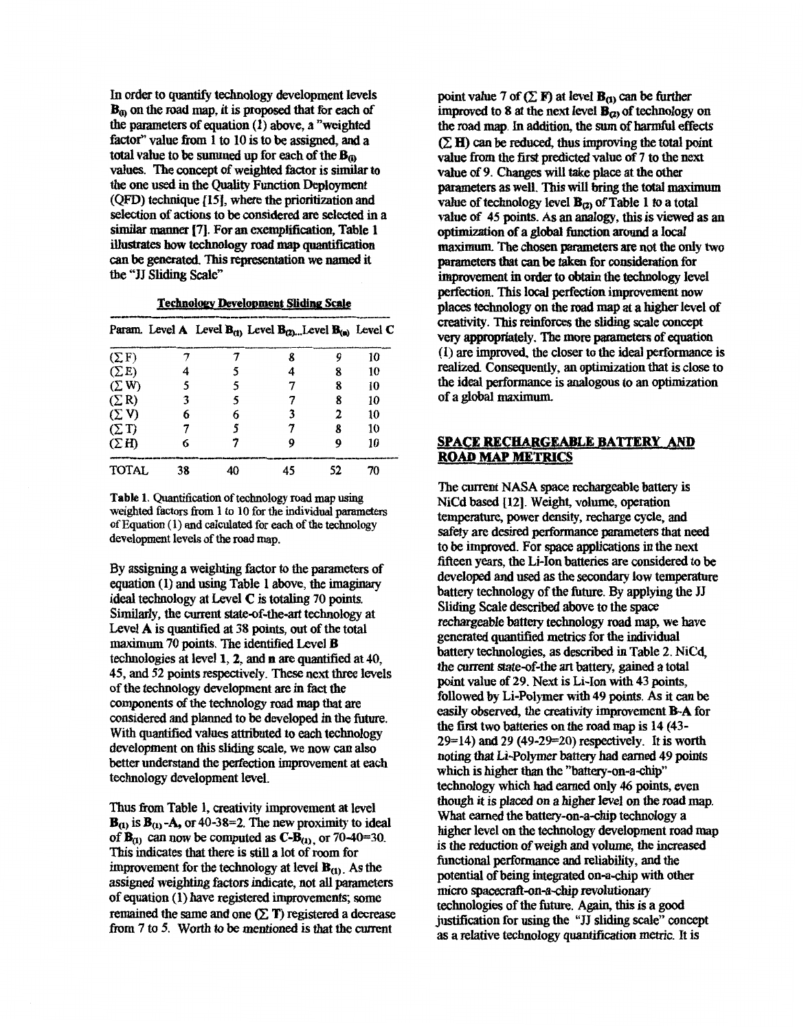In order to quantify technology development levels $B_{(i)}$ on the road map, it is proposed that for each of the parameters of equation (1) above, a "weighted factor" value from 1 to 10 is to be assigned, and a total value to be summed up for each of the $B_{(i)}$ values. The concept of weighted factor is similar to the one used in the Quality Function Deployment (QFD) technique [15], where the prioritization and selection of actions to be considered are selected in a similar manner [7]. For an exemplification, Table 1 illustrates how technology road map quantification can be generated. This representation we named it the "JJ Sliding Scale"

**Technology Development Sliding Scale**

| Param. | Level A | Level $B_{(1)}$ | Level $B_{(2)}$ | ...Level $B_{(n)}$ | Level C |
|---|---|---|---|---|---|
| $(\Sigma F)$ | 7 | 7 | 8 | 9 | 10 |
| $(\Sigma E)$ | 4 | 5 | 4 | 8 | 10 |
| $(\Sigma W)$ | 5 | 5 | 7 | 8 | 10 |
| $(\Sigma R)$ | 3 | 5 | 7 | 8 | 10 |
| $(\Sigma V)$ | 6 | 6 | 3 | 2 | 10 |
| $(\Sigma T)$ | 7 | 5 | 7 | 8 | 10 |
| $(\Sigma H)$ | 6 | 7 | 9 | 9 | 10 |
| TOTAL | 38 | 40 | 45 | 52 | 70 |

**Table 1.** Quantification of technology road map using weighted factors from 1 to 10 for the individual parameters of Equation (1) and calculated for each of the technology development levels of the road map.

By assigning a weighting factor to the parameters of equation (1) and using Table 1 above, the imaginary ideal technology at Level **C** is totaling 70 points. Similarly, the current state-of-the-art technology at Level **A** is quantified at 38 points, out of the total maximum 70 points. The identified Level **B** technologies at level **1**, **2**, and **n** are quantified at 40, 45, and 52 points respectively. These next three levels of the technology development are in fact the components of the technology road map that are considered and planned to be developed in the future. With quantified values attributed to each technology development on this sliding scale, we now can also better understand the perfection improvement at each technology development level.

Thus from Table 1, creativity improvement at level $B_{(1)}$ is $B_{(1)}$-**A**, or 40-38=2. The new proximity to ideal of $B_{(1)}$ can now be computed as **C**-$B_{(1)}$, or 70-40=30. This indicates that there is still a lot of room for improvement for the technology at level $B_{(1)}$. As the assigned weighting factors indicate, not all parameters of equation (1) have registered improvements; some remained the same and one $(\Sigma T)$ registered a decrease from 7 to 5. Worth to be mentioned is that the current point value 7 of $(\Sigma F)$ at level $B_{(1)}$ can be further improved to 8 at the next level $B_{(2)}$ of technology on the road map. In addition, the sum of harmful effects $(\Sigma H)$ can be reduced, thus improving the total point value from the first predicted value of 7 to the next value of 9. Changes will take place at the other parameters as well. This will bring the total maximum value of technology level $B_{(2)}$ of Table 1 to a total value of 45 points. As an analogy, this is viewed as an optimization of a global function around a local maximum. The chosen parameters are not the only two parameters that can be taken for consideration for improvement in order to obtain the technology level perfection. This local perfection improvement now places technology on the road map at a higher level of creativity. This reinforces the sliding scale concept very appropriately. The more parameters of equation (1) are improved, the closer to the ideal performance is realized. Consequently, an optimization that is close to the ideal performance is analogous to an optimization of a global maximum.

## SPACE RECHARGEABLE BATTERY AND ROAD MAP METRICS

The current NASA space rechargeable battery is NiCd based [12]. Weight, volume, operation temperature, power density, recharge cycle, and safety are desired performance parameters that need to be improved. For space applications in the next fifteen years, the Li-Ion batteries are considered to be developed and used as the secondary low temperature battery technology of the future. By applying the JJ Sliding Scale described above to the space rechargeable battery technology road map, we have generated quantified metrics for the individual battery technologies, as described in Table 2. NiCd, the current state-of-the art battery, gained a total point value of 29. Next is Li-Ion with 43 points, followed by Li-Polymer with 49 points. As it can be easily observed, the creativity improvement **B-A** for the first two batteries on the road map is 14 (43-29=14) and 29 (49-29=20) respectively. It is worth noting that Li-Polymer battery had earned 49 points which is higher than the "battery-on-a-chip" technology which had earned only 46 points, even though it is placed on a higher level on the road map. What earned the battery-on-a-chip technology a higher level on the technology development road map is the reduction of weigh and volume, the increased functional performance and reliability, and the potential of being integrated on-a-chip with other micro spacecraft-on-a-chip revolutionary technologies of the future. Again, this is a good justification for using the "JJ sliding scale" concept as a relative technology quantification metric. It is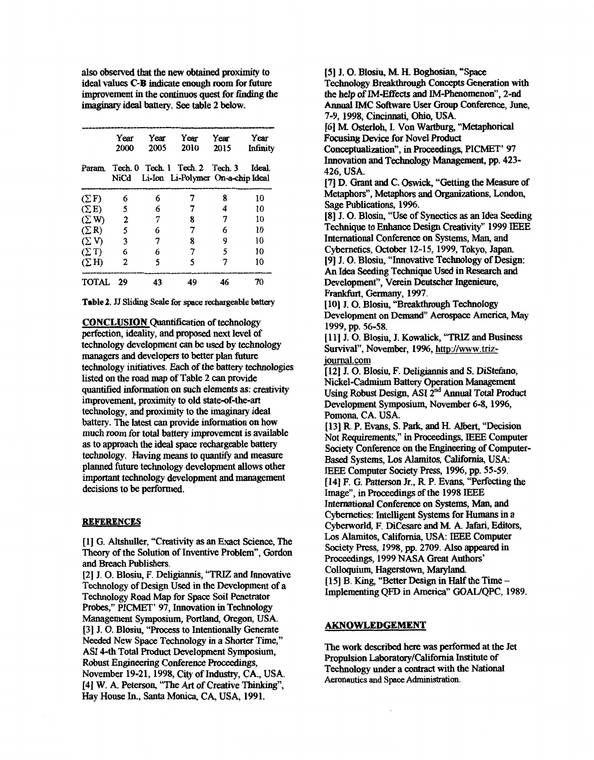also observed that the new obtained proximity to ideal values **C-B** indicate enough room for future improvement in the continuos quest for finding the imaginary ideal battery. See table 2 below.

| | Year 2000 | Year 2005 | Year 2010 | Year 2015 | Year Infinity |
|---|---|---|---|---|---|
| Param. | Tech. 0 NiCd | Tech. 1 Li-Ion | Tech. 2 Li-Polymer | Tech. 3 On-a-chip | Ideal. Ideal |
| $(\Sigma F)$ | 6 | 6 | 7 | 8 | 10 |
| $(\Sigma E)$ | 5 | 6 | 7 | 4 | 10 |
| $(\Sigma W)$ | 2 | 7 | 8 | 7 | 10 |
| $(\Sigma R)$ | 5 | 6 | 7 | 6 | 10 |
| $(\Sigma V)$ | 3 | 7 | 8 | 9 | 10 |
| $(\Sigma T)$ | 6 | 6 | 7 | 5 | 10 |
| $(\Sigma H)$ | 2 | 5 | 5 | 7 | 10 |
| TOTAL | 29 | 43 | 49 | 46 | 70 |

**Table 2.** JJ Sliding Scale for space rechargeable battery

**CONCLUSION** Quantification of technology perfection, ideality, and proposed next level of technology development can be used by technology managers and developers to better plan future technology initiatives. Each of the battery technologies listed on the road map of Table 2 can provide quantified information on such elements as: creativity improvement, proximity to old state-of-the-art technology, and proximity to the imaginary ideal battery. The latest can provide information on how much room for total battery improvement is available as to approach the ideal space rechargeable battery technology. Having means to quantify and measure planned future technology development allows other important technology development and management decisions to be performed.

## REFERENCES

[1] G. Altshuller, "Creativity as an Exact Science, The Theory of the Solution of Inventive Problem", Gordon and Breach Publishers.

[2] J. O. Blosiu, F. Deligiannis, "TRIZ and Innovative Technology of Design Used in the Development of a Technology Road Map for Space Soil Penetrator Probes," PICMET' 97, Innovation in Technology Management Symposium, Portland, Oregon, USA.

[3] J. O. Blosiu, "Process to Intentionally Generate Needed New Space Technology in a Shorter Time," ASI 4-th Total Product Development Symposium, Robust Engineering Conference Proceedings, November 19-21, 1998, City of Industry, CA., USA.

[4] W. A. Peterson, "The Art of Creative Thinking", Hay House In., Santa Monica, CA, USA, 1991.

[5] J. O. Blosiu, M. H. Boghosian, "Space Technology Breakthrough Concepts Generation with the help of IM-Effects and IM-Phenomenon", 2-nd Annual IMC Software User Group Conference, June, 7-9, 1998, Cincinnati, Ohio, USA.

[6] M. Osterloh, I. Von Wartburg, "Metaphorical Focusing Device for Novel Product Conceptualization", in Proceedings, PICMET' 97 Innovation and Technology Management, pp. 423-426, USA.

[7] D. Grant and C. Oswick, "Getting the Measure of Metaphors", Metaphors and Organizations, London, Sage Publications, 1996.

[8] J. O. Blosiu, "Use of Synectics as an Idea Seeding Technique to Enhance Design Creativity" 1999 IEEE International Conference on Systems, Man, and Cybernetics, October 12-15, 1999, Tokyo, Japan.

[9] J. O. Blosiu, "Innovative Technology of Design: An Idea Seeding Technique Used in Research and Development", Verein Deutscher Ingenieure, Frankfurt, Germany, 1997.

[10] J. O. Blosiu, "Breakthrough Technology Development on Demand" Aerospace America, May 1999, pp. 56-58.

[11] J. O. Blosiu, J. Kowalick, "TRIZ and Business Survival", November, 1996, http://www.triz-journal.com

[12] J. O. Blosiu, F. Deligiannis and S. DiStefano, Nickel-Cadmium Battery Operation Management Using Robust Design, ASI 2nd Annual Total Product Development Symposium, November 6-8, 1996, Pomona, CA. USA.

[13] R. P. Evans, S. Park, and H. Albert, "Decision Not Requirements," in Proceedings, IEEE Computer Society Conference on the Engineering of Computer-Based Systems, Los Alamitos, California, USA: IEEE Computer Society Press, 1996, pp. 55-59.

[14] F. G. Patterson Jr., R. P. Evans, "Perfecting the Image", in Proceedings of the 1998 IEEE International Conference on Systems, Man, and Cybernetics: Intelligent Systems for Humans in a Cyberworld, F. DiCesare and M. A. Jafari, Editors, Los Alamitos, California, USA: IEEE Computer Society Press, 1998, pp. 2709. Also appeared in Proceedings, 1999 NASA Great Authors' Colloquium, Hagerstown, Maryland.

[15] B. King, "Better Design in Half the Time – Implementing QFD in America" GOAL/QPC, 1989.

## AKNOWLEDGEMENT

The work described here was performed at the Jet Propulsion Laboratory/California Institute of Technology under a contract with the National Aeronautics and Space Administration.